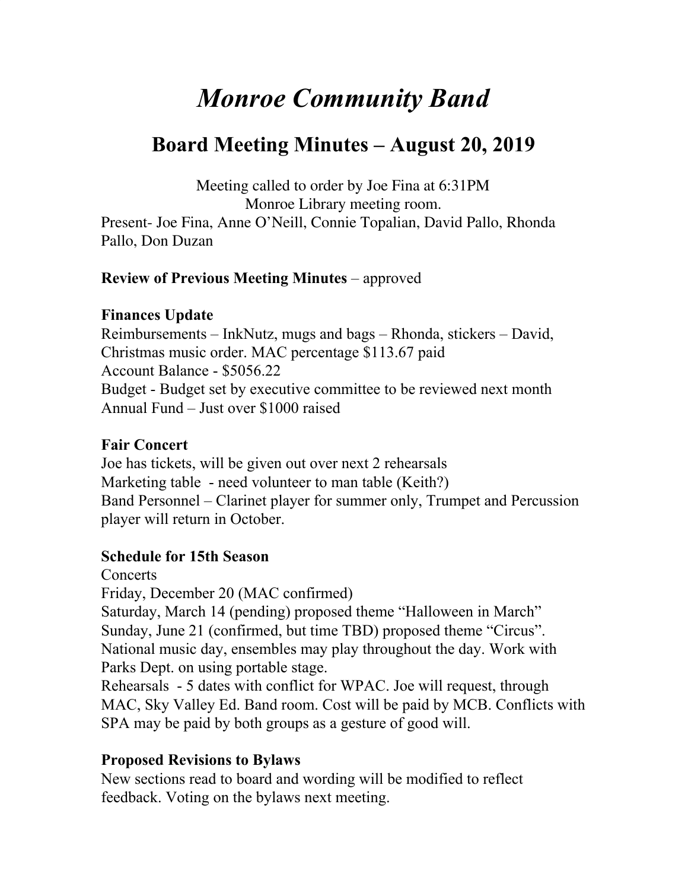# *Monroe Community Band*

## Board Meeting Minutes – August 20, 2019

Meeting called to order by Joe Fina at 6:31PM
Monroe Library meeting room.
Present- Joe Fina, Anne O'Neill, Connie Topalian, David Pallo, Rhonda Pallo, Don Duzan

**Review of Previous Meeting Minutes** – approved

**Finances Update**
Reimbursements – InkNutz, mugs and bags – Rhonda, stickers – David, Christmas music order. MAC percentage $113.67 paid
Account Balance - $5056.22
Budget - Budget set by executive committee to be reviewed next month
Annual Fund – Just over $1000 raised

**Fair Concert**
Joe has tickets, will be given out over next 2 rehearsals
Marketing table - need volunteer to man table (Keith?)
Band Personnel – Clarinet player for summer only, Trumpet and Percussion player will return in October.

**Schedule for 15th Season**
Concerts
Friday, December 20 (MAC confirmed)
Saturday, March 14 (pending) proposed theme "Halloween in March"
Sunday, June 21 (confirmed, but time TBD) proposed theme "Circus". National music day, ensembles may play throughout the day. Work with Parks Dept. on using portable stage.
Rehearsals - 5 dates with conflict for WPAC. Joe will request, through MAC, Sky Valley Ed. Band room. Cost will be paid by MCB. Conflicts with SPA may be paid by both groups as a gesture of good will.

**Proposed Revisions to Bylaws**
New sections read to board and wording will be modified to reflect feedback. Voting on the bylaws next meeting.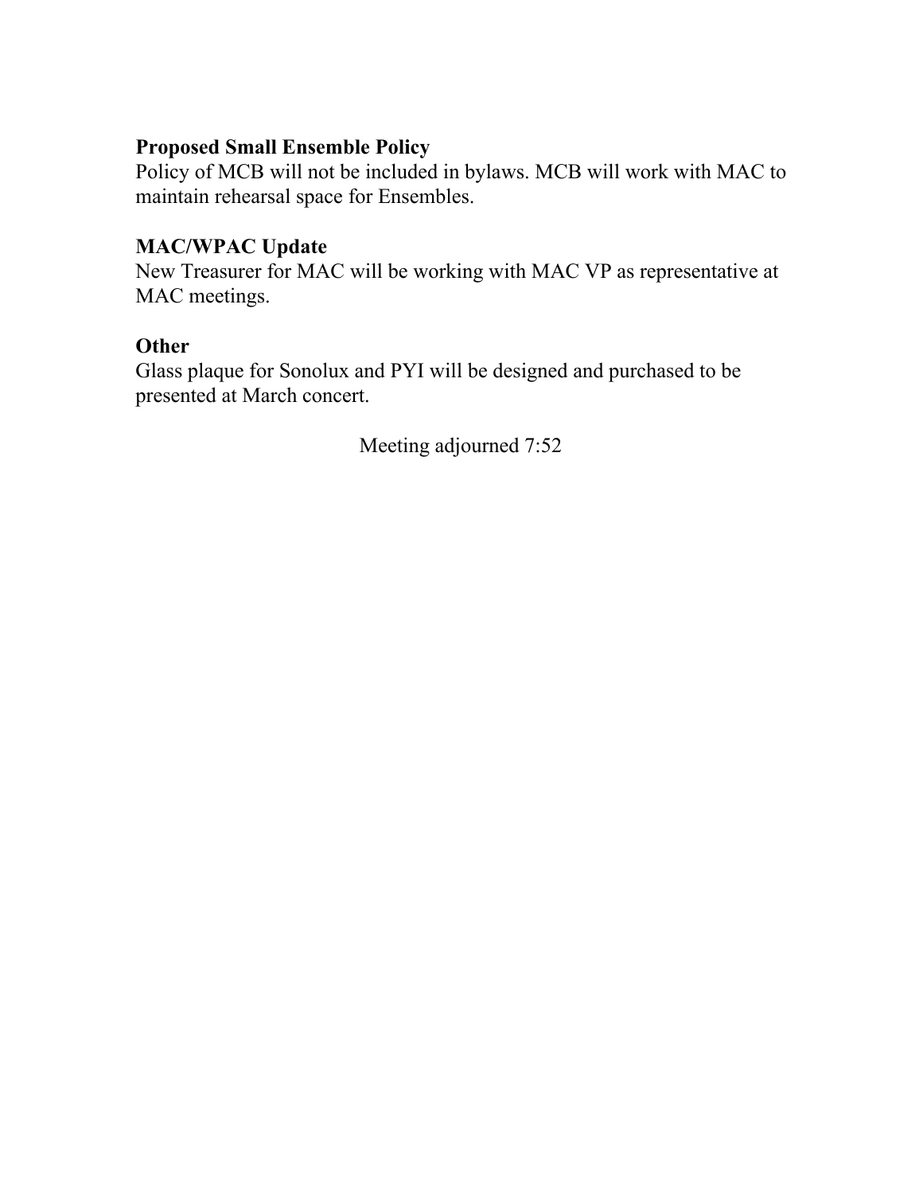**Proposed Small Ensemble Policy**
Policy of MCB will not be included in bylaws. MCB will work with MAC to maintain rehearsal space for Ensembles.

**MAC/WPAC Update**
New Treasurer for MAC will be working with MAC VP as representative at MAC meetings.

**Other**
Glass plaque for Sonolux and PYI will be designed and purchased to be presented at March concert.

Meeting adjourned 7:52